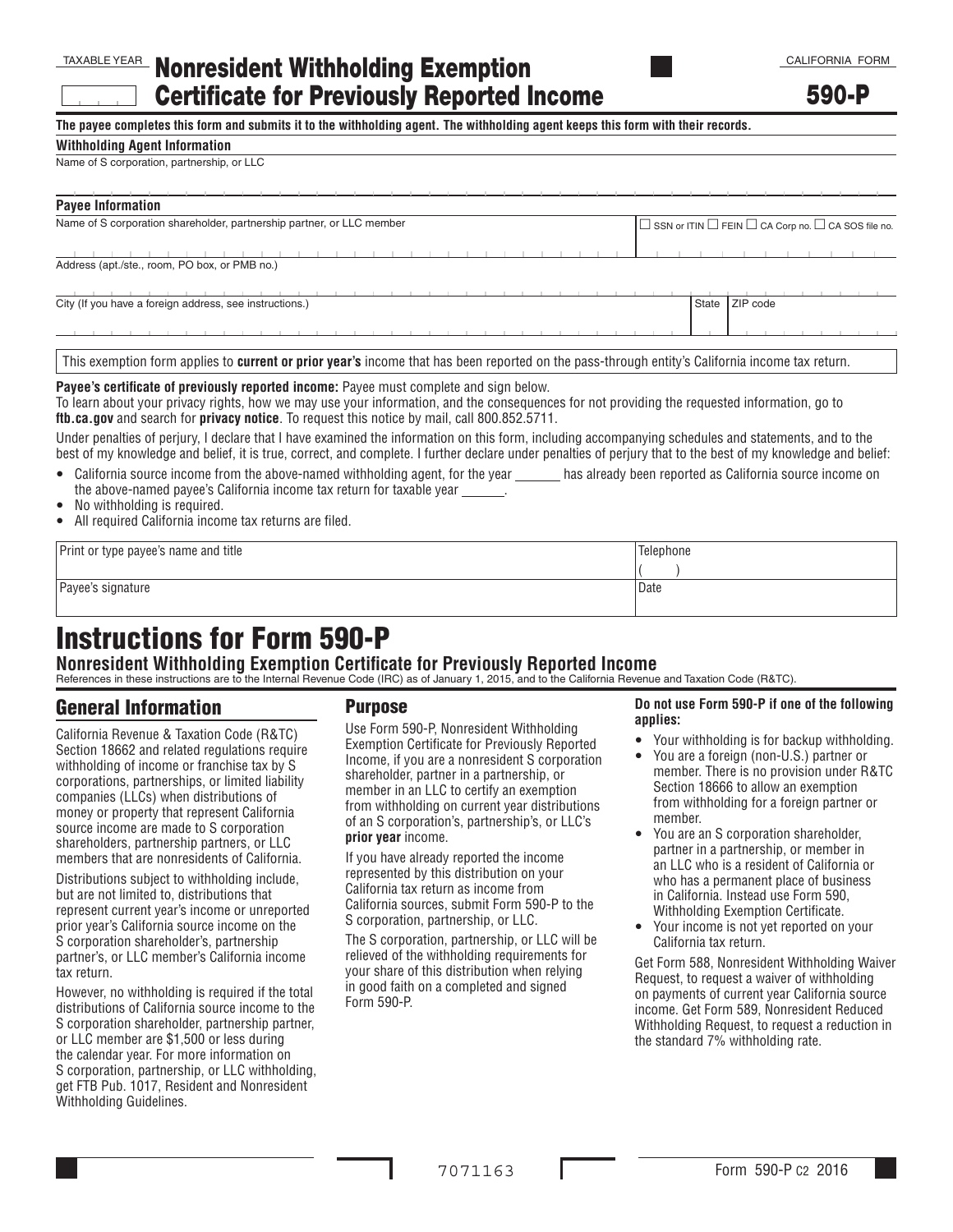TAXABLE YEAR

# Nonresident Withholding Exemption Certificate for Previously Reported Income

CALIFORNIA FORM

**590-P**

**The payee completes this form and submits it to the withholding agent. The withholding agent keeps this form with their records.**

**Withholding Agent Information**

Name of S corporation, partnership, or LLC

**Payee Information**

Name of S corporation shareholder, partnership partner, or LLC member

☐ SSN or ITIN ☐ FEIN ☐ CA Corp no. ☐ CA SOS file no.

Address (apt./ste., room, PO box, or PMB no.)

City (If you have a foreign address, see instructions.) | State | ZIP code

This exemption form applies to **current or prior year's** income that has been reported on the pass-through entity's California income tax return.

**Payee's certificate of previously reported income:** Payee must complete and sign below.

To learn about your privacy rights, how we may use your information, and the consequences for not providing the requested information, go to **ftb.ca.gov** and search for **privacy notice**. To request this notice by mail, call 800.852.5711.

Under penalties of perjury, I declare that I have examined the information on this form, including accompanying schedules and statements, and to the best of my knowledge and belief, it is true, correct, and complete. I further declare under penalties of perjury that to the best of my knowledge and belief:

- California source income from the above-named withholding agent, for the year ______ has already been reported as California source income on the above-named payee's California income tax return for taxable year ______.
- No withholding is required.
- All required California income tax returns are filed.

| Print or type payee's name and title | Telephone ( ) |
|---|---|
| Payee's signature | Date |

# Instructions for Form 590-P

## Nonresident Withholding Exemption Certificate for Previously Reported Income

References in these instructions are to the Internal Revenue Code (IRC) as of January 1, 2015, and to the California Revenue and Taxation Code (R&TC).

## General Information

California Revenue & Taxation Code (R&TC) Section 18662 and related regulations require withholding of income or franchise tax by S corporations, partnerships, or limited liability companies (LLCs) when distributions of money or property that represent California source income are made to S corporation shareholders, partnership partners, or LLC members that are nonresidents of California.

Distributions subject to withholding include, but are not limited to, distributions that represent current year's income or unreported prior year's California source income on the S corporation shareholder's, partnership partner's, or LLC member's California income tax return.

However, no withholding is required if the total distributions of California source income to the S corporation shareholder, partnership partner, or LLC member are $1,500 or less during the calendar year. For more information on S corporation, partnership, or LLC withholding, get FTB Pub. 1017, Resident and Nonresident Withholding Guidelines.

## Purpose

Use Form 590-P, Nonresident Withholding Exemption Certificate for Previously Reported Income, if you are a nonresident S corporation shareholder, partner in a partnership, or member in an LLC to certify an exemption from withholding on current year distributions of an S corporation's, partnership's, or LLC's **prior year** income.

If you have already reported the income represented by this distribution on your California tax return as income from California sources, submit Form 590-P to the S corporation, partnership, or LLC.

The S corporation, partnership, or LLC will be relieved of the withholding requirements for your share of this distribution when relying in good faith on a completed and signed Form 590-P.

**Do not use Form 590-P if one of the following applies:**

- Your withholding is for backup withholding.
- You are a foreign (non-U.S.) partner or member. There is no provision under R&TC Section 18666 to allow an exemption from withholding for a foreign partner or member.
- You are an S corporation shareholder, partner in a partnership, or member in an LLC who is a resident of California or who has a permanent place of business in California. Instead use Form 590, Withholding Exemption Certificate.
- Your income is not yet reported on your California tax return.

Get Form 588, Nonresident Withholding Waiver Request, to request a waiver of withholding on payments of current year California source income. Get Form 589, Nonresident Reduced Withholding Request, to request a reduction in the standard 7% withholding rate.

7071163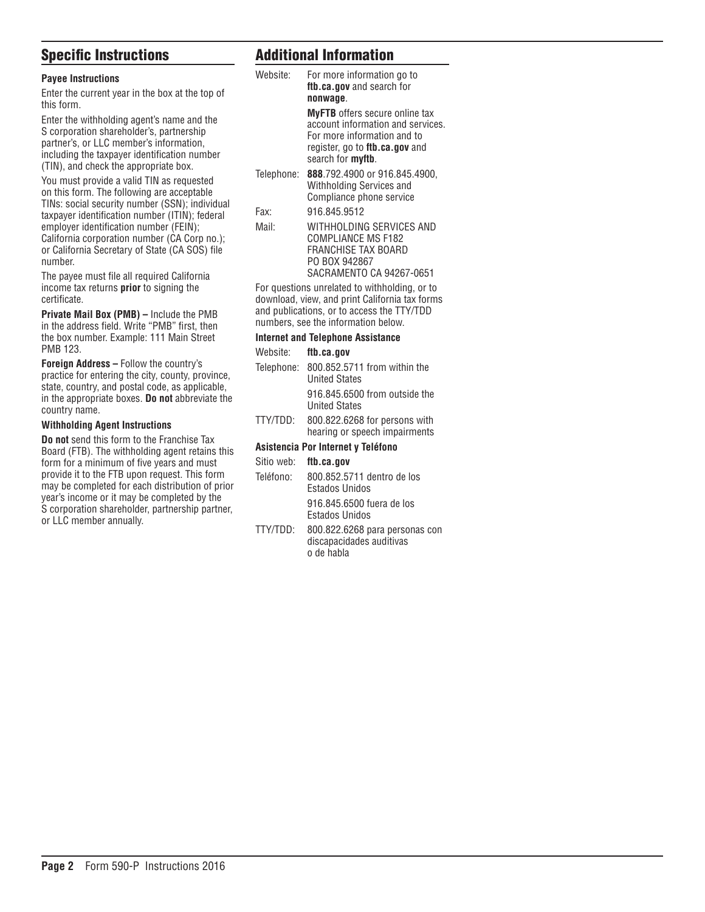## Specific Instructions

### Payee Instructions

Enter the current year in the box at the top of this form.

Enter the withholding agent's name and the S corporation shareholder's, partnership partner's, or LLC member's information, including the taxpayer identification number (TIN), and check the appropriate box.

You must provide a valid TIN as requested on this form. The following are acceptable TINs: social security number (SSN); individual taxpayer identification number (ITIN); federal employer identification number (FEIN); California corporation number (CA Corp no.); or California Secretary of State (CA SOS) file number.

The payee must file all required California income tax returns **prior** to signing the certificate.

**Private Mail Box (PMB) –** Include the PMB in the address field. Write "PMB" first, then the box number. Example: 111 Main Street PMB 123.

**Foreign Address –** Follow the country's practice for entering the city, county, province, state, country, and postal code, as applicable, in the appropriate boxes. **Do not** abbreviate the country name.

### Withholding Agent Instructions

**Do not** send this form to the Franchise Tax Board (FTB). The withholding agent retains this form for a minimum of five years and must provide it to the FTB upon request. This form may be completed for each distribution of prior year's income or it may be completed by the S corporation shareholder, partnership partner, or LLC member annually.

## Additional Information

| | |
|---|---|
| Website: | For more information go to **ftb.ca.gov** and search for **nonwage**. |
| | **MyFTB** offers secure online tax account information and services. For more information and to register, go to **ftb.ca.gov** and search for **myftb**. |
| Telephone: | **888**.792.4900 or 916.845.4900, Withholding Services and Compliance phone service |
| Fax: | 916.845.9512 |
| Mail: | WITHHOLDING SERVICES AND COMPLIANCE MS F182<br>FRANCHISE TAX BOARD<br>PO BOX 942867<br>SACRAMENTO CA 94267-0651 |

For questions unrelated to withholding, or to download, view, and print California tax forms and publications, or to access the TTY/TDD numbers, see the information below.

### Internet and Telephone Assistance

| | |
|---|---|
| Website: | **ftb.ca.gov** |
| Telephone: | 800.852.5711 from within the United States |
| | 916.845.6500 from outside the United States |
| TTY/TDD: | 800.822.6268 for persons with hearing or speech impairments |

### Asistencia Por Internet y Teléfono

| | |
|---|---|
| Sitio web: | **ftb.ca.gov** |
| Teléfono: | 800.852.5711 dentro de los Estados Unidos |
| | 916.845.6500 fuera de los Estados Unidos |
| TTY/TDD: | 800.822.6268 para personas con discapacidades auditivas o de habla |